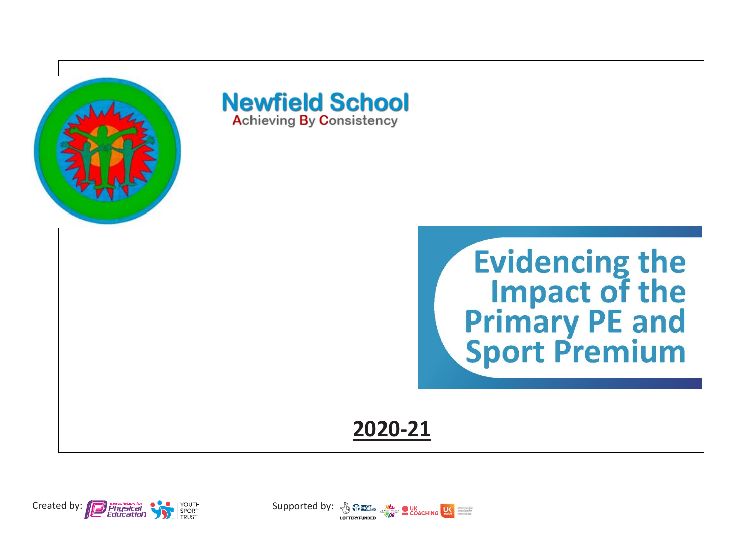# Newfield School

Achieving By Consistency

# Evidencing the Impact of the Primary PE and Sport Premium

## 2020-21

Created by: association for Physical Education, Youth Sport Trust

Supported by: Sport England, Lottery Funded, CSPN, UK Coaching, UK Active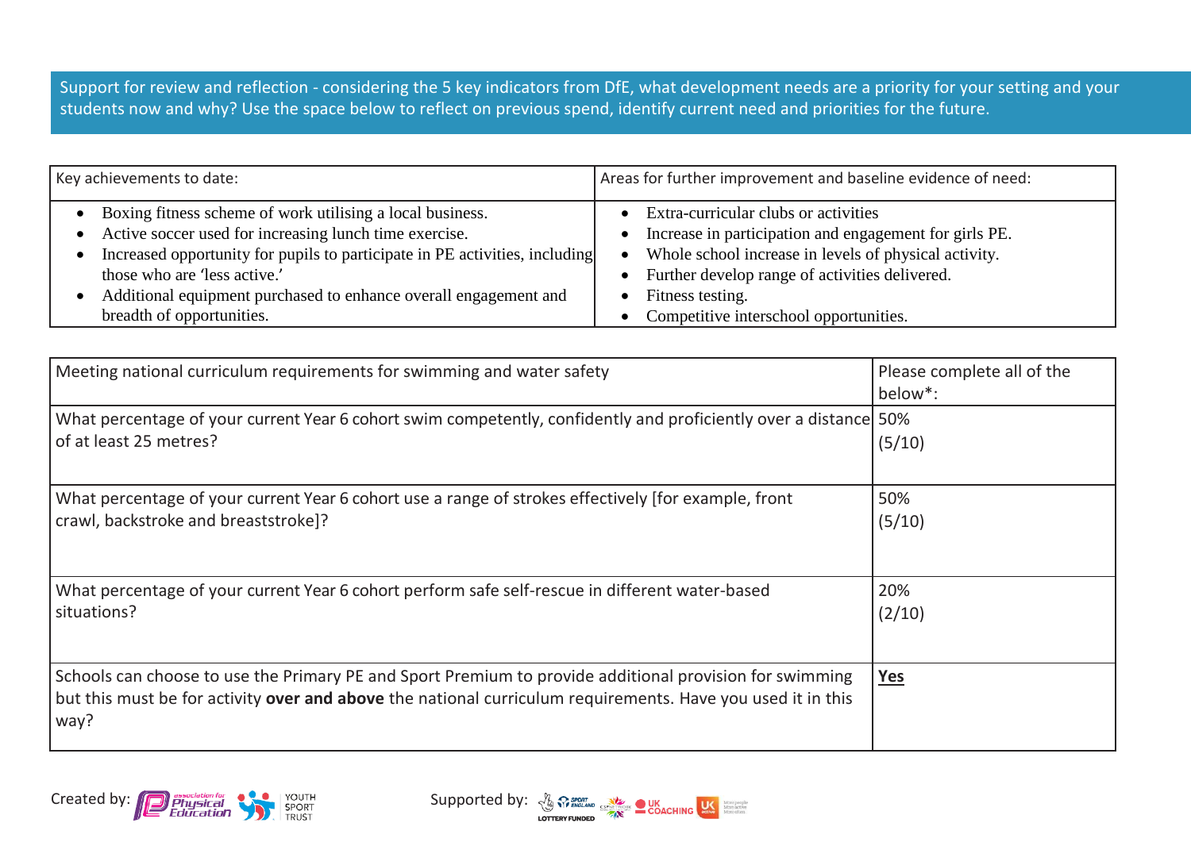Support for review and reflection - considering the 5 key indicators from DfE, what development needs are a priority for your setting and your students now and why? Use the space below to reflect on previous spend, identify current need and priorities for the future.

| Key achievements to date: | Areas for further improvement and baseline evidence of need: |
| --- | --- |
| • Boxing fitness scheme of work utilising a local business.<br>• Active soccer used for increasing lunch time exercise.<br>• Increased opportunity for pupils to participate in PE activities, including those who are 'less active.'<br>• Additional equipment purchased to enhance overall engagement and breadth of opportunities. | • Extra-curricular clubs or activities<br>• Increase in participation and engagement for girls PE.<br>• Whole school increase in levels of physical activity.<br>• Further develop range of activities delivered.<br>• Fitness testing.<br>• Competitive interschool opportunities. |

| Meeting national curriculum requirements for swimming and water safety | Please complete all of the below*: |
| --- | --- |
| What percentage of your current Year 6 cohort swim competently, confidently and proficiently over a distance of at least 25 metres? | 50%<br>(5/10) |
| What percentage of your current Year 6 cohort use a range of strokes effectively [for example, front crawl, backstroke and breaststroke]? | 50%<br>(5/10) |
| What percentage of your current Year 6 cohort perform safe self-rescue in different water-based situations? | 20%<br>(2/10) |
| Schools can choose to use the Primary PE and Sport Premium to provide additional provision for swimming but this must be for activity **over and above** the national curriculum requirements. Have you used it in this way? | **Yes** |

Created by: Association for Physical Education, Youth Sport Trust

Supported by: Sport England, CSPN, UK Coaching, UK Active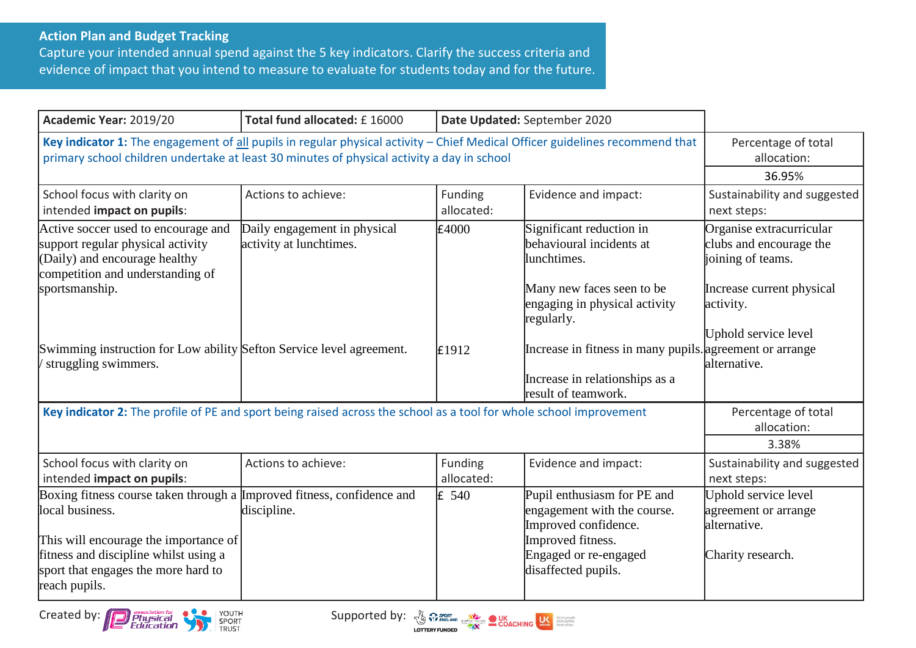## Action Plan and Budget Tracking

Capture your intended annual spend against the 5 key indicators. Clarify the success criteria and evidence of impact that you intend to measure to evaluate for students today and for the future.

| **Academic Year:** 2019/20 | **Total fund allocated:** £ 16000 | **Date Updated:** September 2020 | | |
|---|---|---|---|---|
| **Key indicator 1:** The engagement of all pupils in regular physical activity – Chief Medical Officer guidelines recommend that primary school children undertake at least 30 minutes of physical activity a day in school | | | | Percentage of total allocation: 36.95% |
| School focus with clarity on intended **impact on pupils**: | Actions to achieve: | Funding allocated: | Evidence and impact: | Sustainability and suggested next steps: |
| Active soccer used to encourage and support regular physical activity (Daily) and encourage healthy competition and understanding of sportsmanship. | Daily engagement in physical activity at lunchtimes. | £4000 | Significant reduction in behavioural incidents at lunchtimes.<br><br>Many new faces seen to be engaging in physical activity regularly. | Organise extracurricular clubs and encourage the joining of teams.<br><br>Increase current physical activity. |
| Swimming instruction for Low ability / struggling swimmers. | Sefton Service level agreement. | £1912 | Increase in fitness in many pupils.<br><br>Increase in relationships as a result of teamwork. | Uphold service level agreement or arrange alternative. |
| **Key indicator 2:** The profile of PE and sport being raised across the school as a tool for whole school improvement | | | | Percentage of total allocation: 3.38% |
| School focus with clarity on intended **impact on pupils**: | Actions to achieve: | Funding allocated: | Evidence and impact: | Sustainability and suggested next steps: |
| Boxing fitness course taken through a local business.<br><br>This will encourage the importance of fitness and discipline whilst using a sport that engages the more hard to reach pupils. | Improved fitness, confidence and discipline. | £ 540 | Pupil enthusiasm for PE and engagement with the course.<br>Improved confidence.<br>Improved fitness.<br>Engaged or re-engaged disaffected pupils. | Uphold service level agreement or arrange alternative.<br><br>Charity research. |

Created by: association for Physical Education, Youth Sport Trust

Supported by: Sport England, CSPN, UK Coaching, UK Active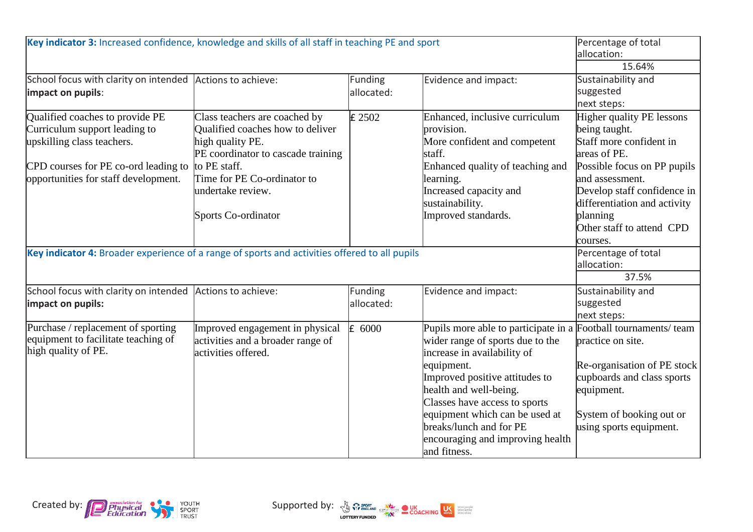| **Key indicator 3:** Increased confidence, knowledge and skills of all staff in teaching PE and sport | | | | Percentage of total allocation: |
|---|---|---|---|---|
| | | | | 15.64% |
| School focus with clarity on intended **impact on pupils**: | Actions to achieve: | Funding allocated: | Evidence and impact: | Sustainability and suggested next steps: |
| Qualified coaches to provide PE Curriculum support leading to upskilling class teachers.<br><br>CPD courses for PE co-ord leading to opportunities for staff development. | Class teachers are coached by Qualified coaches how to deliver high quality PE.<br>PE coordinator to cascade training to PE staff.<br>Time for PE Co-ordinator to undertake review.<br><br>Sports Co-ordinator | £ 2502 | Enhanced, inclusive curriculum provision.<br>More confident and competent staff.<br>Enhanced quality of teaching and learning.<br>Increased capacity and sustainability.<br>Improved standards. | Higher quality PE lessons being taught.<br>Staff more confident in areas of PE.<br>Possible focus on PP pupils and assessment.<br>Develop staff confidence in differentiation and activity planning<br>Other staff to attend CPD courses. |

| **Key indicator 4:** Broader experience of a range of sports and activities offered to all pupils | | | | Percentage of total allocation: |
|---|---|---|---|---|
| | | | | 37.5% |
| School focus with clarity on intended **impact on pupils:** | Actions to achieve: | Funding allocated: | Evidence and impact: | Sustainability and suggested next steps: |
| Purchase / replacement of sporting equipment to facilitate teaching of high quality of PE. | Improved engagement in physical activities and a broader range of activities offered. | £ 6000 | Pupils more able to participate in a wider range of sports due to the increase in availability of equipment.<br>Improved positive attitudes to health and well-being.<br>Classes have access to sports equipment which can be used at breaks/lunch and for PE encouraging and improving health and fitness. | Football tournaments/ team practice on site.<br><br>Re-organisation of PE stock cupboards and class sports equipment.<br><br>System of booking out or using sports equipment. |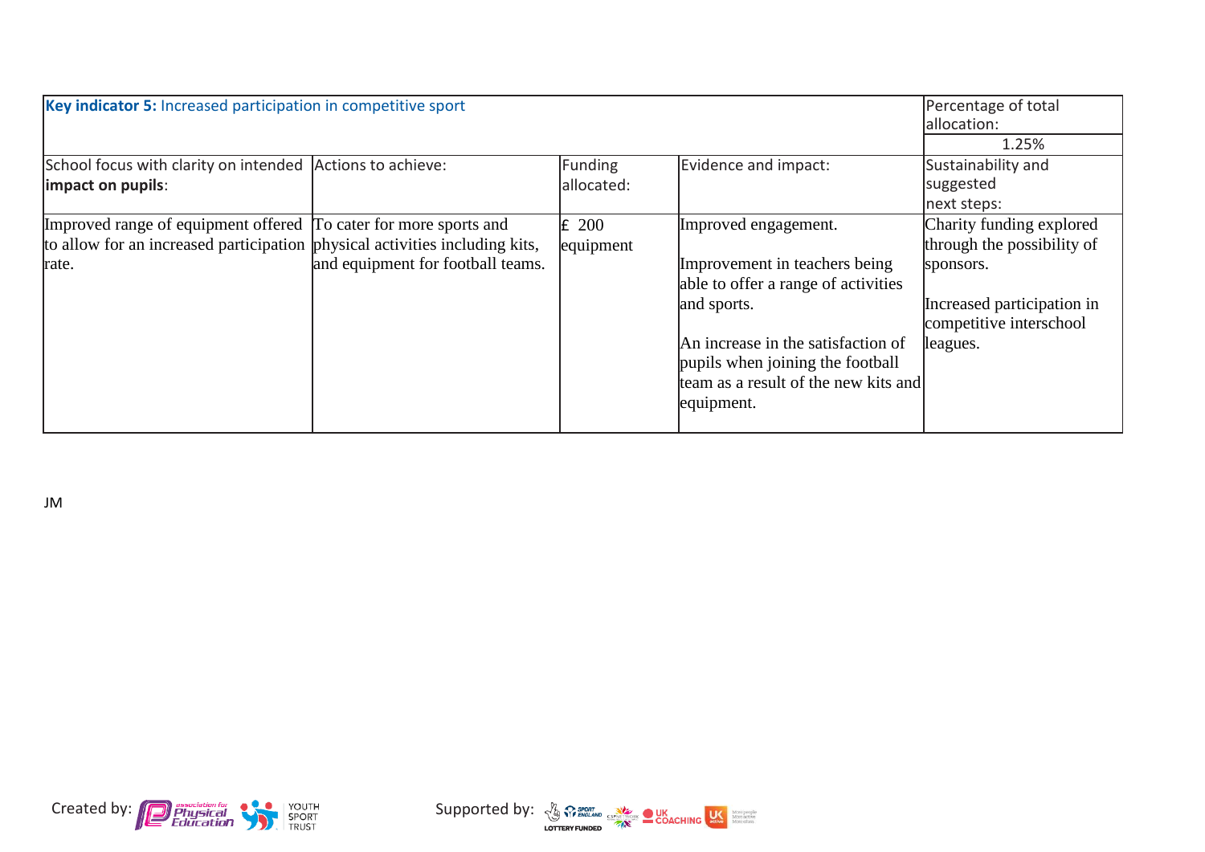| **Key indicator 5:** Increased participation in competitive sport | | | | Percentage of total allocation: 1.25% |
|---|---|---|---|---|
| School focus with clarity on intended **impact on pupils**: | Actions to achieve: | Funding allocated: | Evidence and impact: | Sustainability and suggested next steps: |
| Improved range of equipment offered to allow for an increased participation rate. | To cater for more sports and physical activities including kits, and equipment for football teams. | £ 200 equipment | Improved engagement.<br><br>Improvement in teachers being able to offer a range of activities and sports.<br><br>An increase in the satisfaction of pupils when joining the football team as a result of the new kits and equipment. | Charity funding explored through the possibility of sponsors.<br><br>Increased participation in competitive interschool leagues. |

JM